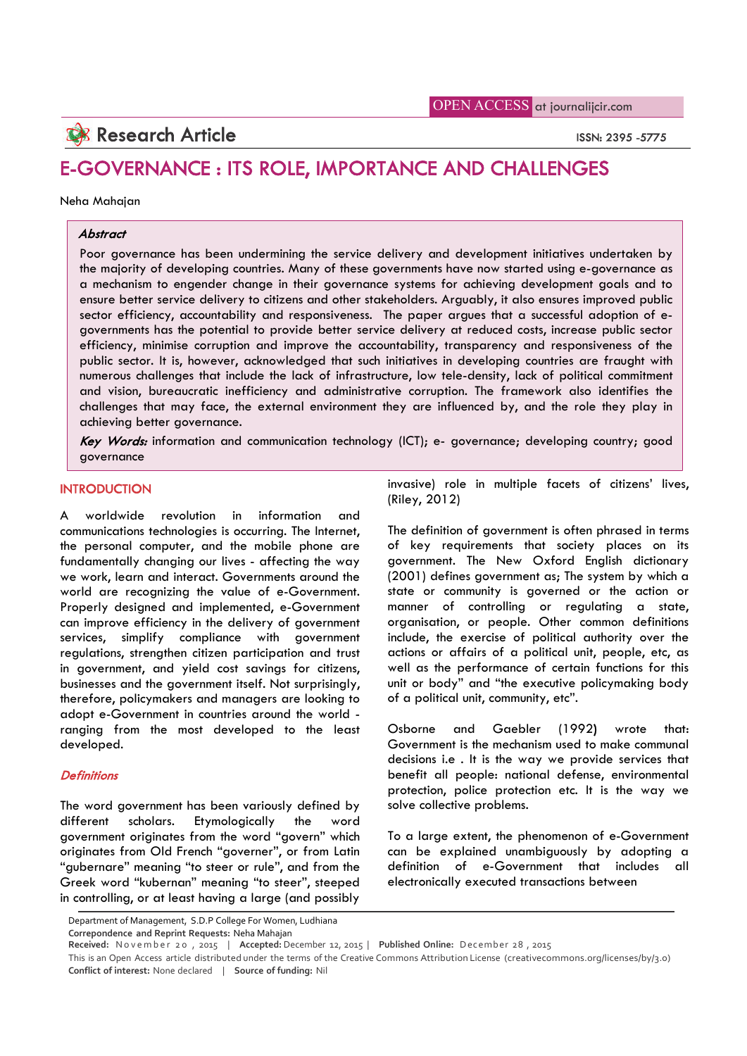Research Article

# E-GOVERNANCE : ITS ROLE, IMPORTANCE AND CHALLENGES

Neha Mahajan

### Abstract

Poor governance has been undermining the service delivery and development initiatives undertaken by the majority of developing countries. Many of these governments have now started using e-governance as a mechanism to engender change in their governance systems for achieving development goals and to ensure better service delivery to citizens and other stakeholders. Arguably, it also ensures improved public sector efficiency, accountability and responsiveness. The paper argues that a successful adoption of e-governments has the potential to provide better service delivery at reduced costs, increase public sector efficiency, minimise corruption and improve the accountability, transparency and responsiveness of the public sector. It is, however, acknowledged that such initiatives in developing countries are fraught with numerous challenges that include the lack of infrastructure, low tele-density, lack of political commitment and vision, bureaucratic inefficiency and administrative corruption. The framework also identifies the challenges that may face, the external environment they are influenced by, and the role they play in achieving better governance.

***Key Words:*** information and communication technology (ICT); e- governance; developing country; good governance

## INTRODUCTION

A worldwide revolution in information and communications technologies is occurring. The Internet, the personal computer, and the mobile phone are fundamentally changing our lives - affecting the way we work, learn and interact. Governments around the world are recognizing the value of e-Government. Properly designed and implemented, e-Government can improve efficiency in the delivery of government services, simplify compliance with government regulations, strengthen citizen participation and trust in government, and yield cost savings for citizens, businesses and the government itself. Not surprisingly, therefore, policymakers and managers are looking to adopt e-Government in countries around the world - ranging from the most developed to the least developed.

### *Definitions*

The word government has been variously defined by different scholars. Etymologically the word government originates from the word "govern" which originates from Old French "governer", or from Latin "gubernare" meaning "to steer or rule", and from the Greek word "kubernan" meaning "to steer", steeped in controlling, or at least having a large (and possibly invasive) role in multiple facets of citizens' lives, (Riley, 2012)

The definition of government is often phrased in terms of key requirements that society places on its government. The New Oxford English dictionary (2001) defines government as; The system by which a state or community is governed or the action or manner of controlling or regulating a state, organisation, or people. Other common definitions include, the exercise of political authority over the actions or affairs of a political unit, people, etc, as well as the performance of certain functions for this unit or body" and "the executive policymaking body of a political unit, community, etc".

Osborne and Gaebler (1992) wrote that: Government is the mechanism used to make communal decisions i.e . It is the way we provide services that benefit all people: national defense, environmental protection, police protection etc. It is the way we solve collective problems.

To a large extent, the phenomenon of e-Government can be explained unambiguously by adopting a definition of e-Government that includes all electronically executed transactions between

Department of Management, S.D.P College For Women, Ludhiana
**Correspondence and Reprint Requests:** Neha Mahajan
**Received:** November 20, 2015 | **Accepted:** December 12, 2015 | **Published Online:** December 28, 2015
This is an Open Access article distributed under the terms of the Creative Commons Attribution License (creativecommons.org/licenses/by/3.0)
**Conflict of interest:** None declared | **Source of funding:** Nil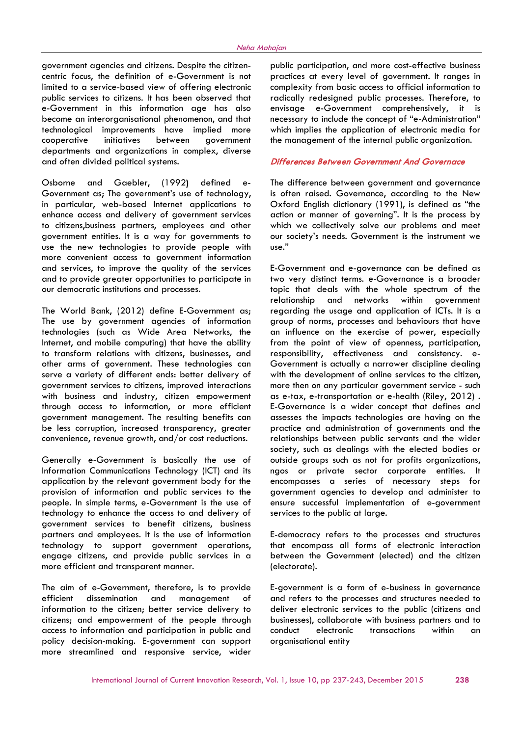government agencies and citizens. Despite the citizen-centric focus, the definition of e-Government is not limited to a service-based view of offering electronic public services to citizens. It has been observed that e-Government in this information age has also become an interorganisational phenomenon, and that technological improvements have implied more cooperative initiatives between government departments and organizations in complex, diverse and often divided political systems.

Osborne and Gaebler, (1992) defined e-Government as; The government's use of technology, in particular, web-based Internet applications to enhance access and delivery of government services to citizens,business partners, employees and other government entities. It is a way for governments to use the new technologies to provide people with more convenient access to government information and services, to improve the quality of the services and to provide greater opportunities to participate in our democratic institutions and processes.

The World Bank, (2012) define E-Government as; The use by government agencies of information technologies (such as Wide Area Networks, the Internet, and mobile computing) that have the ability to transform relations with citizens, businesses, and other arms of government. These technologies can serve a variety of different ends: better delivery of government services to citizens, improved interactions with business and industry, citizen empowerment through access to information, or more efficient government management. The resulting benefits can be less corruption, increased transparency, greater convenience, revenue growth, and/or cost reductions.

Generally e-Government is basically the use of Information Communications Technology (ICT) and its application by the relevant government body for the provision of information and public services to the people. In simple terms, e-Government is the use of technology to enhance the access to and delivery of government services to benefit citizens, business partners and employees. It is the use of information technology to support government operations, engage citizens, and provide public services in a more efficient and transparent manner.

The aim of e-Government, therefore, is to provide efficient dissemination and management of information to the citizen; better service delivery to citizens; and empowerment of the people through access to information and participation in public and policy decision-making. E-government can support more streamlined and responsive service, wider public participation, and more cost-effective business practices at every level of government. It ranges in complexity from basic access to official information to radically redesigned public processes. Therefore, to envisage e-Government comprehensively, it is necessary to include the concept of "e-Administration" which implies the application of electronic media for the management of the internal public organization.

## *Differences Between Government And Governace*

The difference between government and governance is often raised. Governance, according to the New Oxford English dictionary (1991), is defined as "the action or manner of governing". It is the process by which we collectively solve our problems and meet our society's needs. Government is the instrument we use."

E-Government and e-governance can be defined as two very distinct terms. e-Governance is a broader topic that deals with the whole spectrum of the relationship and networks within government regarding the usage and application of ICTs. It is a group of norms, processes and behaviours that have an influence on the exercise of power, especially from the point of view of openness, participation, responsibility, effectiveness and consistency. e-Government is actually a narrower discipline dealing with the development of online services to the citizen, more then on any particular government service - such as e-tax, e-transportation or e-health (Riley, 2012) . E-Governance is a wider concept that defines and assesses the impacts technologies are having on the practice and administration of governments and the relationships between public servants and the wider society, such as dealings with the elected bodies or outside groups such as not for profits organizations, ngos or private sector corporate entities. It encompasses a series of necessary steps for government agencies to develop and administer to ensure successful implementation of e-government services to the public at large.

E-democracy refers to the processes and structures that encompass all forms of electronic interaction between the Government (elected) and the citizen (electorate).

E-government is a form of e-business in governance and refers to the processes and structures needed to deliver electronic services to the public (citizens and businesses), collaborate with business partners and to conduct electronic transactions within an organisational entity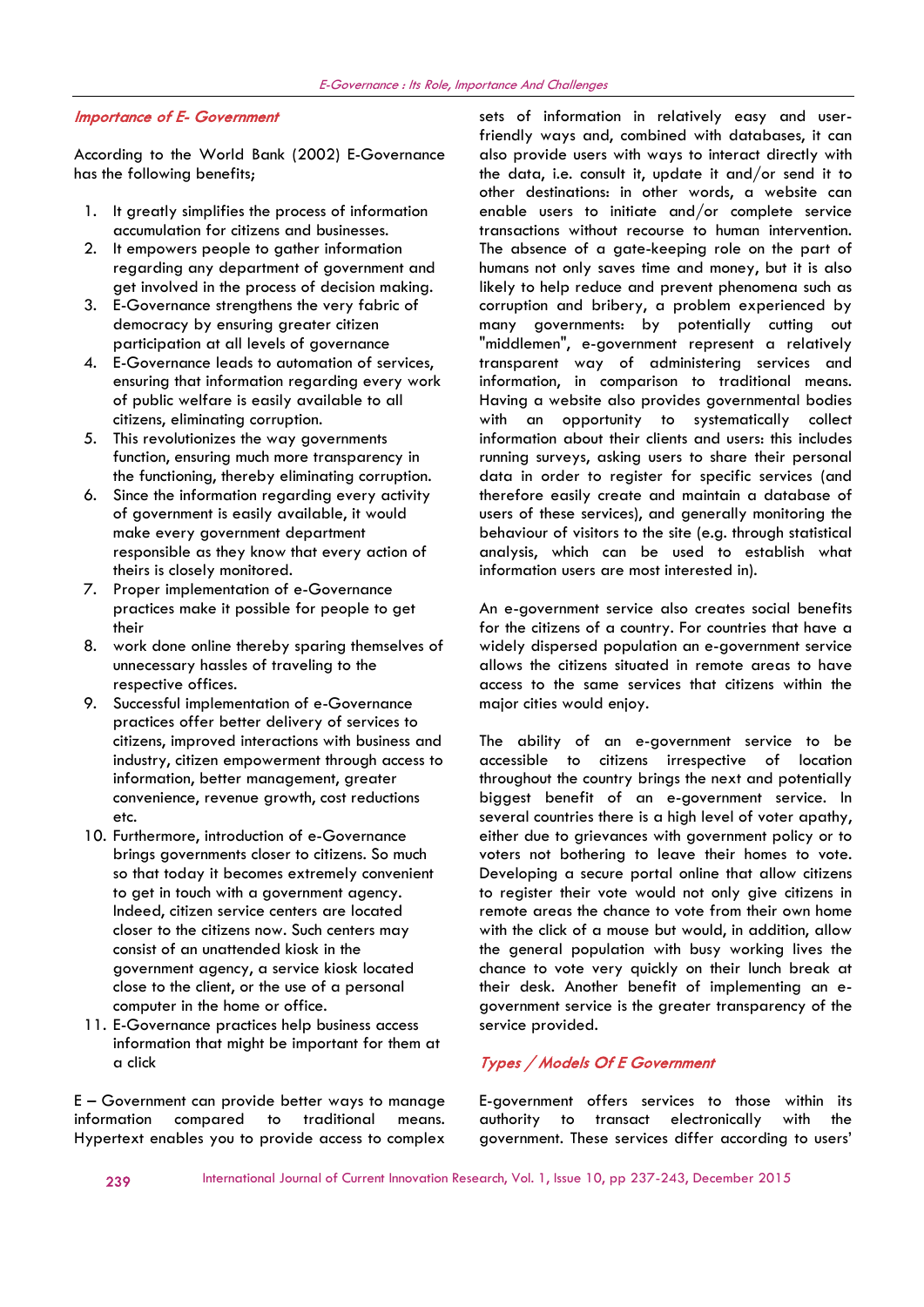## Importance of E- Government

According to the World Bank (2002) E-Governance has the following benefits;

1. It greatly simplifies the process of information accumulation for citizens and businesses.
2. It empowers people to gather information regarding any department of government and get involved in the process of decision making.
3. E-Governance strengthens the very fabric of democracy by ensuring greater citizen participation at all levels of governance
4. E-Governance leads to automation of services, ensuring that information regarding every work of public welfare is easily available to all citizens, eliminating corruption.
5. This revolutionizes the way governments function, ensuring much more transparency in the functioning, thereby eliminating corruption.
6. Since the information regarding every activity of government is easily available, it would make every government department responsible as they know that every action of theirs is closely monitored.
7. Proper implementation of e-Governance practices make it possible for people to get their
8. work done online thereby sparing themselves of unnecessary hassles of traveling to the respective offices.
9. Successful implementation of e-Governance practices offer better delivery of services to citizens, improved interactions with business and industry, citizen empowerment through access to information, better management, greater convenience, revenue growth, cost reductions etc.
10. Furthermore, introduction of e-Governance brings governments closer to citizens. So much so that today it becomes extremely convenient to get in touch with a government agency. Indeed, citizen service centers are located closer to the citizens now. Such centers may consist of an unattended kiosk in the government agency, a service kiosk located close to the client, or the use of a personal computer in the home or office.
11. E-Governance practices help business access information that might be important for them at a click

E – Government can provide better ways to manage information compared to traditional means. Hypertext enables you to provide access to complex sets of information in relatively easy and user-friendly ways and, combined with databases, it can also provide users with ways to interact directly with the data, i.e. consult it, update it and/or send it to other destinations: in other words, a website can enable users to initiate and/or complete service transactions without recourse to human intervention. The absence of a gate-keeping role on the part of humans not only saves time and money, but it is also likely to help reduce and prevent phenomena such as corruption and bribery, a problem experienced by many governments: by potentially cutting out "middlemen", e-government represent a relatively transparent way of administering services and information, in comparison to traditional means. Having a website also provides governmental bodies with an opportunity to systematically collect information about their clients and users: this includes running surveys, asking users to share their personal data in order to register for specific services (and therefore easily create and maintain a database of users of these services), and generally monitoring the behaviour of visitors to the site (e.g. through statistical analysis, which can be used to establish what information users are most interested in).

An e-government service also creates social benefits for the citizens of a country. For countries that have a widely dispersed population an e-government service allows the citizens situated in remote areas to have access to the same services that citizens within the major cities would enjoy.

The ability of an e-government service to be accessible to citizens irrespective of location throughout the country brings the next and potentially biggest benefit of an e-government service. In several countries there is a high level of voter apathy, either due to grievances with government policy or to voters not bothering to leave their homes to vote. Developing a secure portal online that allow citizens to register their vote would not only give citizens in remote areas the chance to vote from their own home with the click of a mouse but would, in addition, allow the general population with busy working lives the chance to vote very quickly on their lunch break at their desk. Another benefit of implementing an e-government service is the greater transparency of the service provided.

## Types / Models Of E Government

E-government offers services to those within its authority to transact electronically with the government. These services differ according to users'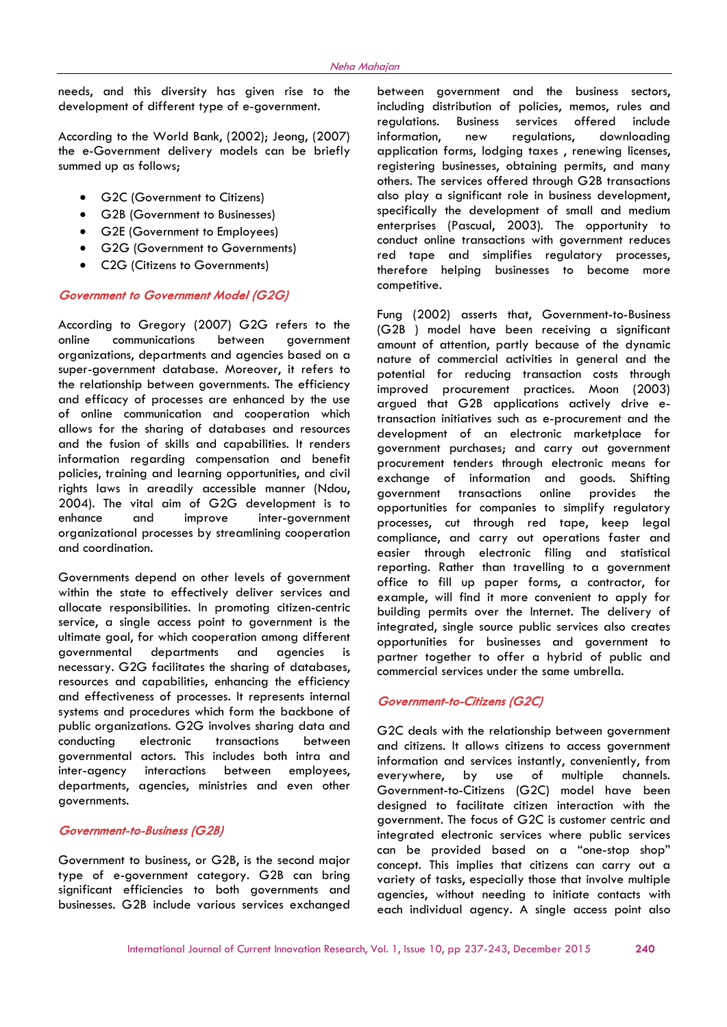needs, and this diversity has given rise to the development of different type of e-government.

According to the World Bank, (2002); Jeong, (2007) the e-Government delivery models can be briefly summed up as follows;

- G2C (Government to Citizens)
- G2B (Government to Businesses)
- G2E (Government to Employees)
- G2G (Government to Governments)
- C2G (Citizens to Governments)

### *Government to Government Model (G2G)*

According to Gregory (2007) G2G refers to the online communications between government organizations, departments and agencies based on a super-government database. Moreover, it refers to the relationship between governments. The efficiency and efficacy of processes are enhanced by the use of online communication and cooperation which allows for the sharing of databases and resources and the fusion of skills and capabilities. It renders information regarding compensation and benefit policies, training and learning opportunities, and civil rights laws in areadily accessible manner (Ndou, 2004). The vital aim of G2G development is to enhance and improve inter-government organizational processes by streamlining cooperation and coordination.

Governments depend on other levels of government within the state to effectively deliver services and allocate responsibilities. In promoting citizen-centric service, a single access point to government is the ultimate goal, for which cooperation among different governmental departments and agencies is necessary. G2G facilitates the sharing of databases, resources and capabilities, enhancing the efficiency and effectiveness of processes. It represents internal systems and procedures which form the backbone of public organizations. G2G involves sharing data and conducting electronic transactions between governmental actors. This includes both intra and inter-agency interactions between employees, departments, agencies, ministries and even other governments.

### *Government-to-Business (G2B)*

Government to business, or G2B, is the second major type of e-government category. G2B can bring significant efficiencies to both governments and businesses. G2B include various services exchanged between government and the business sectors, including distribution of policies, memos, rules and regulations. Business services offered include information, new regulations, downloading application forms, lodging taxes , renewing licenses, registering businesses, obtaining permits, and many others. The services offered through G2B transactions also play a significant role in business development, specifically the development of small and medium enterprises (Pascual, 2003). The opportunity to conduct online transactions with government reduces red tape and simplifies regulatory processes, therefore helping businesses to become more competitive.

Fung (2002) asserts that, Government-to-Business (G2B ) model have been receiving a significant amount of attention, partly because of the dynamic nature of commercial activities in general and the potential for reducing transaction costs through improved procurement practices. Moon (2003) argued that G2B applications actively drive e-transaction initiatives such as e-procurement and the development of an electronic marketplace for government purchases; and carry out government procurement tenders through electronic means for exchange of information and goods. Shifting government transactions online provides the opportunities for companies to simplify regulatory processes, cut through red tape, keep legal compliance, and carry out operations faster and easier through electronic filing and statistical reporting. Rather than travelling to a government office to fill up paper forms, a contractor, for example, will find it more convenient to apply for building permits over the Internet. The delivery of integrated, single source public services also creates opportunities for businesses and government to partner together to offer a hybrid of public and commercial services under the same umbrella.

### *Government-to-Citizens (G2C)*

G2C deals with the relationship between government and citizens. It allows citizens to access government information and services instantly, conveniently, from everywhere, by use of multiple channels. Government-to-Citizens (G2C) model have been designed to facilitate citizen interaction with the government. The focus of G2C is customer centric and integrated electronic services where public services can be provided based on a "one-stop shop" concept. This implies that citizens can carry out a variety of tasks, especially those that involve multiple agencies, without needing to initiate contacts with each individual agency. A single access point also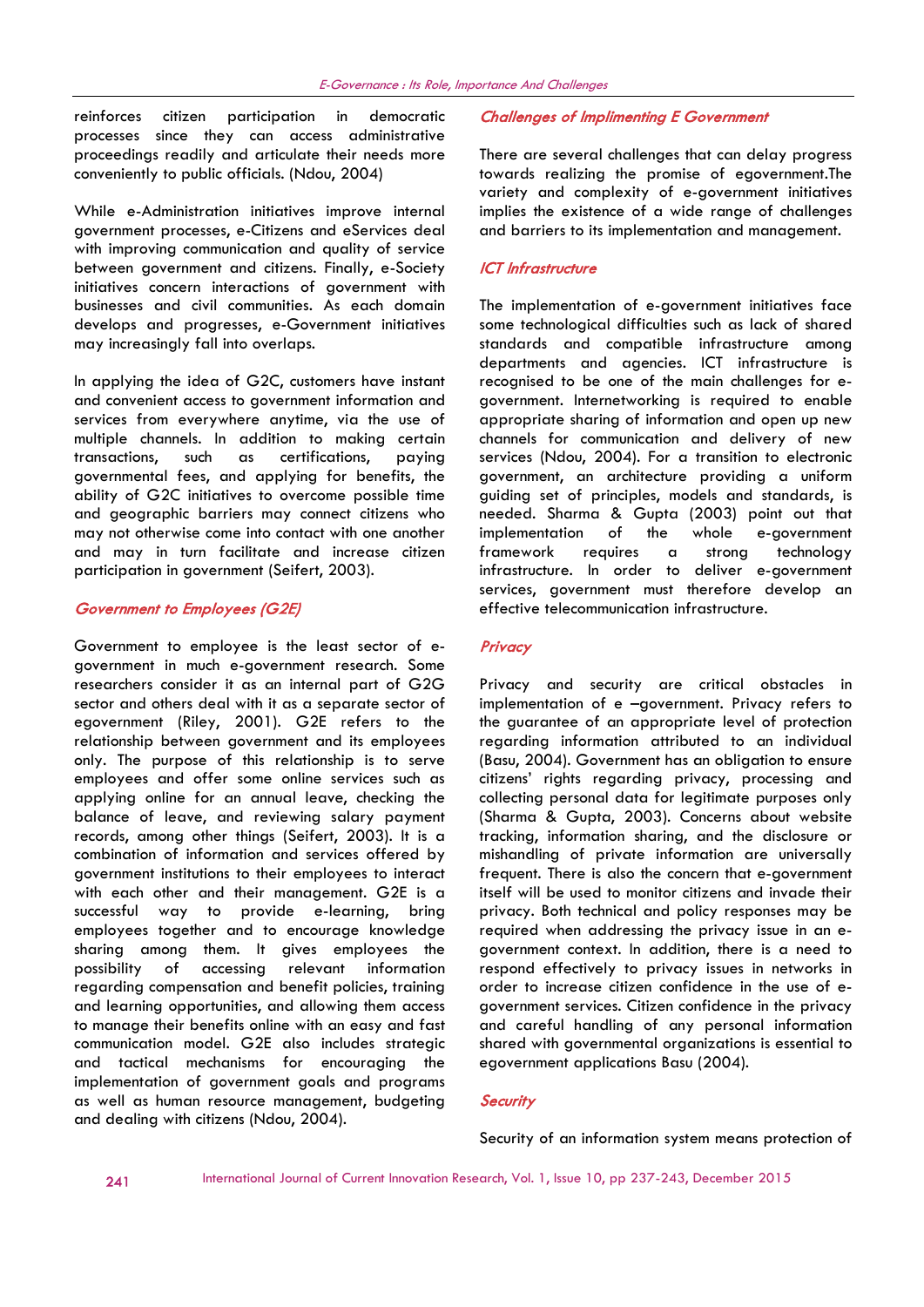reinforces citizen participation in democratic processes since they can access administrative proceedings readily and articulate their needs more conveniently to public officials. (Ndou, 2004)

While e-Administration initiatives improve internal government processes, e-Citizens and eServices deal with improving communication and quality of service between government and citizens. Finally, e-Society initiatives concern interactions of government with businesses and civil communities. As each domain develops and progresses, e-Government initiatives may increasingly fall into overlaps.

In applying the idea of G2C, customers have instant and convenient access to government information and services from everywhere anytime, via the use of multiple channels. In addition to making certain transactions, such as certifications, paying governmental fees, and applying for benefits, the ability of G2C initiatives to overcome possible time and geographic barriers may connect citizens who may not otherwise come into contact with one another and may in turn facilitate and increase citizen participation in government (Seifert, 2003).

### Government to Employees (G2E)

Government to employee is the least sector of e-government in much e-government research. Some researchers consider it as an internal part of G2G sector and others deal with it as a separate sector of egovernment (Riley, 2001). G2E refers to the relationship between government and its employees only. The purpose of this relationship is to serve employees and offer some online services such as applying online for an annual leave, checking the balance of leave, and reviewing salary payment records, among other things (Seifert, 2003). It is a combination of information and services offered by government institutions to their employees to interact with each other and their management. G2E is a successful way to provide e-learning, bring employees together and to encourage knowledge sharing among them. It gives employees the possibility of accessing relevant information regarding compensation and benefit policies, training and learning opportunities, and allowing them access to manage their benefits online with an easy and fast communication model. G2E also includes strategic and tactical mechanisms for encouraging the implementation of government goals and programs as well as human resource management, budgeting and dealing with citizens (Ndou, 2004).

### Challenges of Implimenting E Government

There are several challenges that can delay progress towards realizing the promise of egovernment.The variety and complexity of e-government initiatives implies the existence of a wide range of challenges and barriers to its implementation and management.

### ICT Infrastructure

The implementation of e-government initiatives face some technological difficulties such as lack of shared standards and compatible infrastructure among departments and agencies. ICT infrastructure is recognised to be one of the main challenges for e-government. Internetworking is required to enable appropriate sharing of information and open up new channels for communication and delivery of new services (Ndou, 2004). For a transition to electronic government, an architecture providing a uniform guiding set of principles, models and standards, is needed. Sharma & Gupta (2003) point out that implementation of the whole e-government framework requires a strong technology infrastructure. In order to deliver e-government services, government must therefore develop an effective telecommunication infrastructure.

### Privacy

Privacy and security are critical obstacles in implementation of e –government. Privacy refers to the guarantee of an appropriate level of protection regarding information attributed to an individual (Basu, 2004). Government has an obligation to ensure citizens' rights regarding privacy, processing and collecting personal data for legitimate purposes only (Sharma & Gupta, 2003). Concerns about website tracking, information sharing, and the disclosure or mishandling of private information are universally frequent. There is also the concern that e-government itself will be used to monitor citizens and invade their privacy. Both technical and policy responses may be required when addressing the privacy issue in an e-government context. In addition, there is a need to respond effectively to privacy issues in networks in order to increase citizen confidence in the use of e-government services. Citizen confidence in the privacy and careful handling of any personal information shared with governmental organizations is essential to egovernment applications Basu (2004).

### Security

Security of an information system means protection of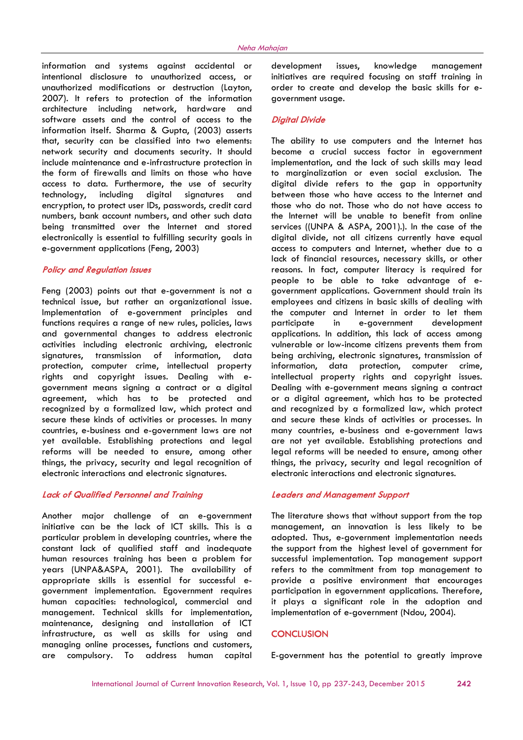information and systems against accidental or intentional disclosure to unauthorized access, or unauthorized modifications or destruction (Layton, 2007). It refers to protection of the information architecture including network, hardware and software assets and the control of access to the information itself. Sharma & Gupta, (2003) asserts that, security can be classified into two elements: network security and documents security. It should include maintenance and e-infrastructure protection in the form of firewalls and limits on those who have access to data. Furthermore, the use of security technology, including digital signatures and encryption, to protect user IDs, passwords, credit card numbers, bank account numbers, and other such data being transmitted over the Internet and stored electronically is essential to fulfilling security goals in e-government applications (Feng, 2003)

### *Policy and Regulation Issues*

Feng (2003) points out that e-government is not a technical issue, but rather an organizational issue. Implementation of e-government principles and functions requires a range of new rules, policies, laws and governmental changes to address electronic activities including electronic archiving, electronic signatures, transmission of information, data protection, computer crime, intellectual property rights and copyright issues. Dealing with e-government means signing a contract or a digital agreement, which has to be protected and recognized by a formalized law, which protect and secure these kinds of activities or processes. In many countries, e-business and e-government laws are not yet available. Establishing protections and legal reforms will be needed to ensure, among other things, the privacy, security and legal recognition of electronic interactions and electronic signatures.

### *Lack of Qualified Personnel and Training*

Another major challenge of an e-government initiative can be the lack of ICT skills. This is a particular problem in developing countries, where the constant lack of qualified staff and inadequate human resources training has been a problem for years (UNPA&ASPA, 2001). The availability of appropriate skills is essential for successful e-government implementation. Egovernment requires human capacities: technological, commercial and management. Technical skills for implementation, maintenance, designing and installation of ICT infrastructure, as well as skills for using and managing online processes, functions and customers, are compulsory. To address human capital development issues, knowledge management initiatives are required focusing on staff training in order to create and develop the basic skills for e-government usage.

### *Digital Divide*

The ability to use computers and the Internet has become a crucial success factor in egovernment implementation, and the lack of such skills may lead to marginalization or even social exclusion. The digital divide refers to the gap in opportunity between those who have access to the Internet and those who do not. Those who do not have access to the Internet will be unable to benefit from online services ((UNPA & ASPA, 2001).). In the case of the digital divide, not all citizens currently have equal access to computers and Internet, whether due to a lack of financial resources, necessary skills, or other reasons. In fact, computer literacy is required for people to be able to take advantage of e-government applications. Government should train its employees and citizens in basic skills of dealing with the computer and Internet in order to let them participate in e-government development applications. In addition, this lack of access among vulnerable or low-income citizens prevents them from being archiving, electronic signatures, transmission of information, data protection, computer crime, intellectual property rights and copyright issues. Dealing with e-government means signing a contract or a digital agreement, which has to be protected and recognized by a formalized law, which protect and secure these kinds of activities or processes. In many countries, e-business and e-government laws are not yet available. Establishing protections and legal reforms will be needed to ensure, among other things, the privacy, security and legal recognition of electronic interactions and electronic signatures.

### *Leaders and Management Support*

The literature shows that without support from the top management, an innovation is less likely to be adopted. Thus, e-government implementation needs the support from the highest level of government for successful implementation. Top management support refers to the commitment from top management to provide a positive environment that encourages participation in egovernment applications. Therefore, it plays a significant role in the adoption and implementation of e-government (Ndou, 2004).

## CONCLUSION

E-government has the potential to greatly improve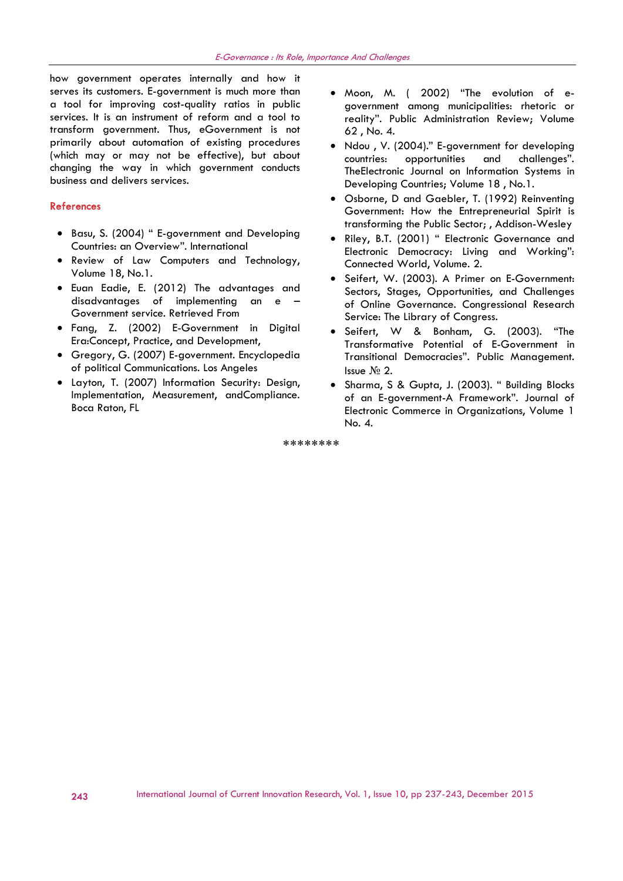how government operates internally and how it serves its customers. E-government is much more than a tool for improving cost-quality ratios in public services. It is an instrument of reform and a tool to transform government. Thus, eGovernment is not primarily about automation of existing procedures (which may or may not be effective), but about changing the way in which government conducts business and delivers services.

## References

- Basu, S. (2004) " E-government and Developing Countries: an Overview". International
- Review of Law Computers and Technology, Volume 18, No.1.
- Euan Eadie, E. (2012) The advantages and disadvantages of implementing an e – Government service. Retrieved From
- Fang, Z. (2002) E-Government in Digital Era:Concept, Practice, and Development,
- Gregory, G. (2007) E-government. Encyclopedia of political Communications. Los Angeles
- Layton, T. (2007) Information Security: Design, Implementation, Measurement, andCompliance. Boca Raton, FL
- Moon, M. ( 2002) "The evolution of e-government among municipalities: rhetoric or reality". Public Administration Review; Volume 62 , No. 4.
- Ndou , V. (2004)." E-government for developing countries: opportunities and challenges". TheElectronic Journal on Information Systems in Developing Countries; Volume 18 , No.1.
- Osborne, D and Gaebler, T. (1992) Reinventing Government: How the Entrepreneurial Spirit is transforming the Public Sector; , Addison-Wesley
- Riley, B.T. (2001) " Electronic Governance and Electronic Democracy: Living and Working": Connected World, Volume. 2.
- Seifert, W. (2003). A Primer on E-Government: Sectors, Stages, Opportunities, and Challenges of Online Governance. Congressional Research Service: The Library of Congress.
- Seifert, W & Bonham, G. (2003). "The Transformative Potential of E-Government in Transitional Democracies". Public Management. Issue № 2.
- Sharma, S & Gupta, J. (2003). " Building Blocks of an E-government-A Framework". Journal of Electronic Commerce in Organizations, Volume 1 No. 4.

********